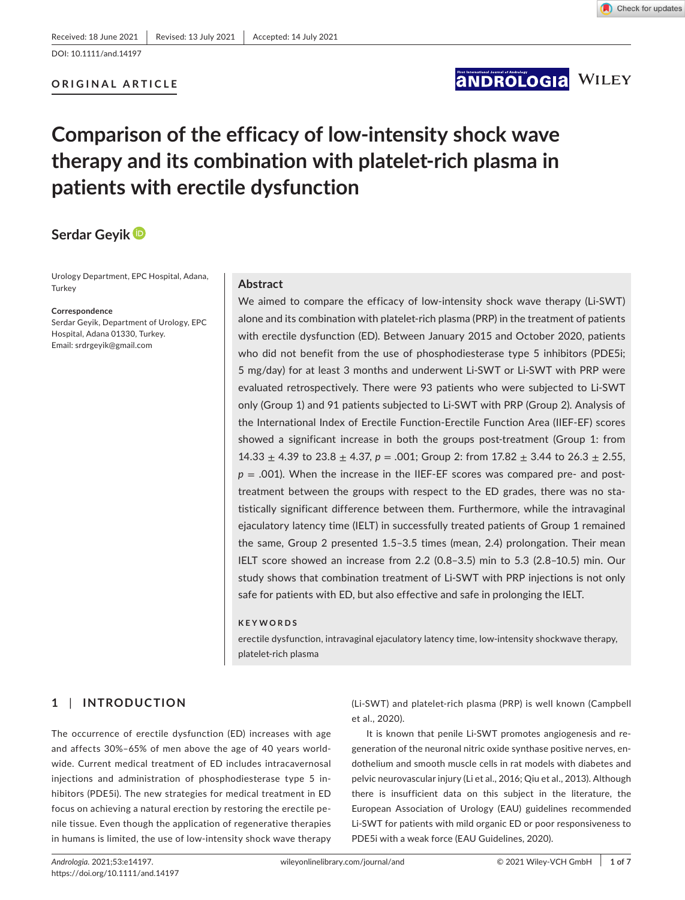Received: 18 June 2021 | Revised: 13 July 2021 | Accepted: 14 July 2021

DOI: 10.1111/and.14197

ORIGINAL ARTICLE

# Comparison of the efficacy of low-intensity shock wave therapy and its combination with platelet-rich plasma in patients with erectile dysfunction

**Serdar Geyik**

Urology Department, EPC Hospital, Adana, Turkey

**Correspondence**
Serdar Geyik, Department of Urology, EPC Hospital, Adana 01330, Turkey.
Email: srdrgeyik@gmail.com

## Abstract

We aimed to compare the efficacy of low-intensity shock wave therapy (Li-SWT) alone and its combination with platelet-rich plasma (PRP) in the treatment of patients with erectile dysfunction (ED). Between January 2015 and October 2020, patients who did not benefit from the use of phosphodiesterase type 5 inhibitors (PDE5i; 5 mg/day) for at least 3 months and underwent Li-SWT or Li-SWT with PRP were evaluated retrospectively. There were 93 patients who were subjected to Li-SWT only (Group 1) and 91 patients subjected to Li-SWT with PRP (Group 2). Analysis of the International Index of Erectile Function-Erectile Function Area (IIEF-EF) scores showed a significant increase in both the groups post-treatment (Group 1: from $14.33 \pm 4.39$ to $23.8 \pm 4.37$, $p = .001$; Group 2: from $17.82 \pm 3.44$ to $26.3 \pm 2.55$, $p = .001$). When the increase in the IIEF-EF scores was compared pre- and post-treatment between the groups with respect to the ED grades, there was no statistically significant difference between them. Furthermore, while the intravaginal ejaculatory latency time (IELT) in successfully treated patients of Group 1 remained the same, Group 2 presented 1.5–3.5 times (mean, 2.4) prolongation. Their mean IELT score showed an increase from 2.2 (0.8–3.5) min to 5.3 (2.8–10.5) min. Our study shows that combination treatment of Li-SWT with PRP injections is not only safe for patients with ED, but also effective and safe in prolonging the IELT.

**KEYWORDS**

erectile dysfunction, intravaginal ejaculatory latency time, low-intensity shockwave therapy, platelet-rich plasma

## 1 | INTRODUCTION

The occurrence of erectile dysfunction (ED) increases with age and affects 30%–65% of men above the age of 40 years worldwide. Current medical treatment of ED includes intracavernosal injections and administration of phosphodiesterase type 5 inhibitors (PDE5i). The new strategies for medical treatment in ED focus on achieving a natural erection by restoring the erectile penile tissue. Even though the application of regenerative therapies in humans is limited, the use of low-intensity shock wave therapy (Li-SWT) and platelet-rich plasma (PRP) is well known (Campbell et al., 2020).

It is known that penile Li-SWT promotes angiogenesis and regeneration of the neuronal nitric oxide synthase positive nerves, endothelium and smooth muscle cells in rat models with diabetes and pelvic neurovascular injury (Li et al., 2016; Qiu et al., 2013). Although there is insufficient data on this subject in the literature, the European Association of Urology (EAU) guidelines recommended Li-SWT for patients with mild organic ED or poor responsiveness to PDE5i with a weak force (EAU Guidelines, 2020).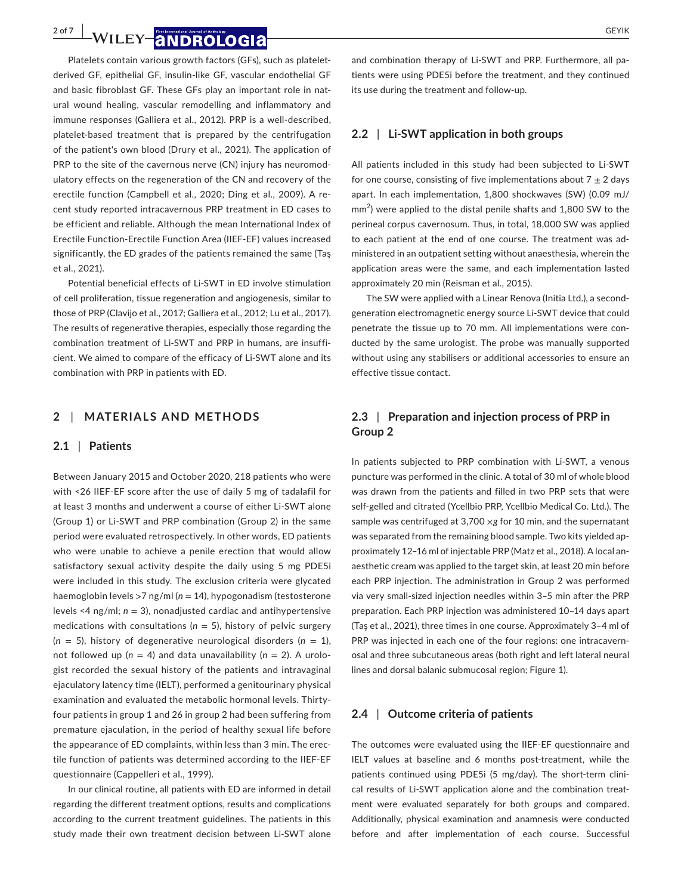Platelets contain various growth factors (GFs), such as platelet-derived GF, epithelial GF, insulin-like GF, vascular endothelial GF and basic fibroblast GF. These GFs play an important role in natural wound healing, vascular remodelling and inflammatory and immune responses (Galliera et al., 2012). PRP is a well-described, platelet-based treatment that is prepared by the centrifugation of the patient's own blood (Drury et al., 2021). The application of PRP to the site of the cavernous nerve (CN) injury has neuromodulatory effects on the regeneration of the CN and recovery of the erectile function (Campbell et al., 2020; Ding et al., 2009). A recent study reported intracavernous PRP treatment in ED cases to be efficient and reliable. Although the mean International Index of Erectile Function-Erectile Function Area (IIEF-EF) values increased significantly, the ED grades of the patients remained the same (Taş et al., 2021).

Potential beneficial effects of Li-SWT in ED involve stimulation of cell proliferation, tissue regeneration and angiogenesis, similar to those of PRP (Clavijo et al., 2017; Galliera et al., 2012; Lu et al., 2017). The results of regenerative therapies, especially those regarding the combination treatment of Li-SWT and PRP in humans, are insufficient. We aimed to compare of the efficacy of Li-SWT alone and its combination with PRP in patients with ED.

## 2 | MATERIALS AND METHODS

### 2.1 | Patients

Between January 2015 and October 2020, 218 patients who were with <26 IIEF-EF score after the use of daily 5 mg of tadalafil for at least 3 months and underwent a course of either Li-SWT alone (Group 1) or Li-SWT and PRP combination (Group 2) in the same period were evaluated retrospectively. In other words, ED patients who were unable to achieve a penile erection that would allow satisfactory sexual activity despite the daily using 5 mg PDE5i were included in this study. The exclusion criteria were glycated haemoglobin levels >7 ng/ml ($n = 14$), hypogonadism (testosterone levels <4 ng/ml; $n = 3$), nonadjusted cardiac and antihypertensive medications with consultations ($n = 5$), history of pelvic surgery ($n = 5$), history of degenerative neurological disorders ($n = 1$), not followed up ($n = 4$) and data unavailability ($n = 2$). A urologist recorded the sexual history of the patients and intravaginal ejaculatory latency time (IELT), performed a genitourinary physical examination and evaluated the metabolic hormonal levels. Thirty-four patients in group 1 and 26 in group 2 had been suffering from premature ejaculation, in the period of healthy sexual life before the appearance of ED complaints, within less than 3 min. The erectile function of patients was determined according to the IIEF-EF questionnaire (Cappelleri et al., 1999).

In our clinical routine, all patients with ED are informed in detail regarding the different treatment options, results and complications according to the current treatment guidelines. The patients in this study made their own treatment decision between Li-SWT alone and combination therapy of Li-SWT and PRP. Furthermore, all patients were using PDE5i before the treatment, and they continued its use during the treatment and follow-up.

### 2.2 | Li-SWT application in both groups

All patients included in this study had been subjected to Li-SWT for one course, consisting of five implementations about $7 \pm 2$ days apart. In each implementation, 1,800 shockwaves (SW) (0.09 mJ/mm$^2$) were applied to the distal penile shafts and 1,800 SW to the perineal corpus cavernosum. Thus, in total, 18,000 SW was applied to each patient at the end of one course. The treatment was administered in an outpatient setting without anaesthesia, wherein the application areas were the same, and each implementation lasted approximately 20 min (Reisman et al., 2015).

The SW were applied with a Linear Renova (Initia Ltd.), a second-generation electromagnetic energy source Li-SWT device that could penetrate the tissue up to 70 mm. All implementations were conducted by the same urologist. The probe was manually supported without using any stabilisers or additional accessories to ensure an effective tissue contact.

### 2.3 | Preparation and injection process of PRP in Group 2

In patients subjected to PRP combination with Li-SWT, a venous puncture was performed in the clinic. A total of 30 ml of whole blood was drawn from the patients and filled in two PRP sets that were self-gelled and citrated (Ycellbio PRP, Ycellbio Medical Co. Ltd.). The sample was centrifuged at 3,700 ×*g* for 10 min, and the supernatant was separated from the remaining blood sample. Two kits yielded approximately 12–16 ml of injectable PRP (Matz et al., 2018). A local anaesthetic cream was applied to the target skin, at least 20 min before each PRP injection. The administration in Group 2 was performed via very small-sized injection needles within 3–5 min after the PRP preparation. Each PRP injection was administered 10–14 days apart (Taş et al., 2021), three times in one course. Approximately 3–4 ml of PRP was injected in each one of the four regions: one intracavernosal and three subcutaneous areas (both right and left lateral neural lines and dorsal balanic submucosal region; Figure 1).

### 2.4 | Outcome criteria of patients

The outcomes were evaluated using the IIEF-EF questionnaire and IELT values at baseline and 6 months post-treatment, while the patients continued using PDE5i (5 mg/day). The short-term clinical results of Li-SWT application alone and the combination treatment were evaluated separately for both groups and compared. Additionally, physical examination and anamnesis were conducted before and after implementation of each course. Successful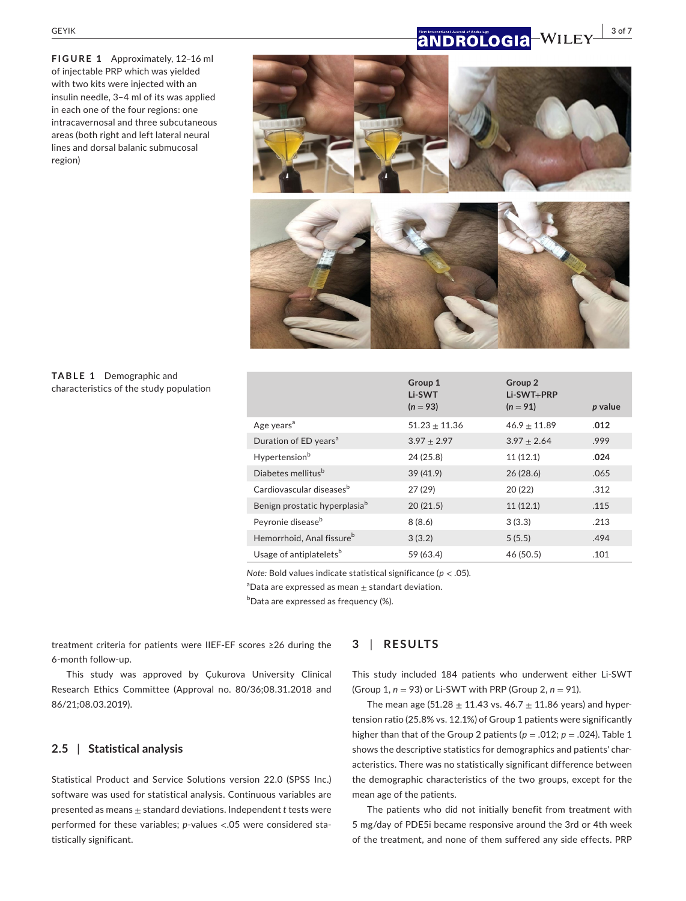FIGURE 1 Approximately, 12–16 ml of injectable PRP which was yielded with two kits were injected with an insulin needle, 3–4 ml of its was applied in each one of the four regions: one intracavernosal and three subcutaneous areas (both right and left lateral neural lines and dorsal balanic submucosal region)

TABLE 1 Demographic and characteristics of the study population

| | Group 1 Li-SWT ($n = 93$) | Group 2 Li-SWT+PRP ($n = 91$) | $p$ value |
|---|---|---|---|
| Age years[a] | 51.23 ± 11.36 | 46.9 ± 11.89 | **.012** |
| Duration of ED years[a] | 3.97 ± 2.97 | 3.97 ± 2.64 | .999 |
| Hypertension[b] | 24 (25.8) | 11 (12.1) | **.024** |
| Diabetes mellitus[b] | 39 (41.9) | 26 (28.6) | .065 |
| Cardiovascular diseases[b] | 27 (29) | 20 (22) | .312 |
| Benign prostatic hyperplasia[b] | 20 (21.5) | 11 (12.1) | .115 |
| Peyronie disease[b] | 8 (8.6) | 3 (3.3) | .213 |
| Hemorrhoid, Anal fissure[b] | 3 (3.2) | 5 (5.5) | .494 |
| Usage of antiplatelets[b] | 59 (63.4) | 46 (50.5) | .101 |

*Note:* Bold values indicate statistical significance ($p < .05$).
[a]Data are expressed as mean ± standart deviation.
[b]Data are expressed as frequency (%).

treatment criteria for patients were IIEF-EF scores ≥26 during the 6-month follow-up.

This study was approved by Çukurova University Clinical Research Ethics Committee (Approval no. 80/36;08.31.2018 and 86/21;08.03.2019).

### 2.5 | Statistical analysis

Statistical Product and Service Solutions version 22.0 (SPSS Inc.) software was used for statistical analysis. Continuous variables are presented as means ± standard deviations. Independent *t* tests were performed for these variables; *p*-values <.05 were considered statistically significant.

## 3 | RESULTS

This study included 184 patients who underwent either Li-SWT (Group 1, $n = 93$) or Li-SWT with PRP (Group 2, $n = 91$).

The mean age (51.28 ± 11.43 vs. 46.7 ± 11.86 years) and hypertension ratio (25.8% vs. 12.1%) of Group 1 patients were significantly higher than that of the Group 2 patients ($p = .012$; $p = .024$). Table 1 shows the descriptive statistics for demographics and patients' characteristics. There was no statistically significant difference between the demographic characteristics of the two groups, except for the mean age of the patients.

The patients who did not initially benefit from treatment with 5 mg/day of PDE5i became responsive around the 3rd or 4th week of the treatment, and none of them suffered any side effects. PRP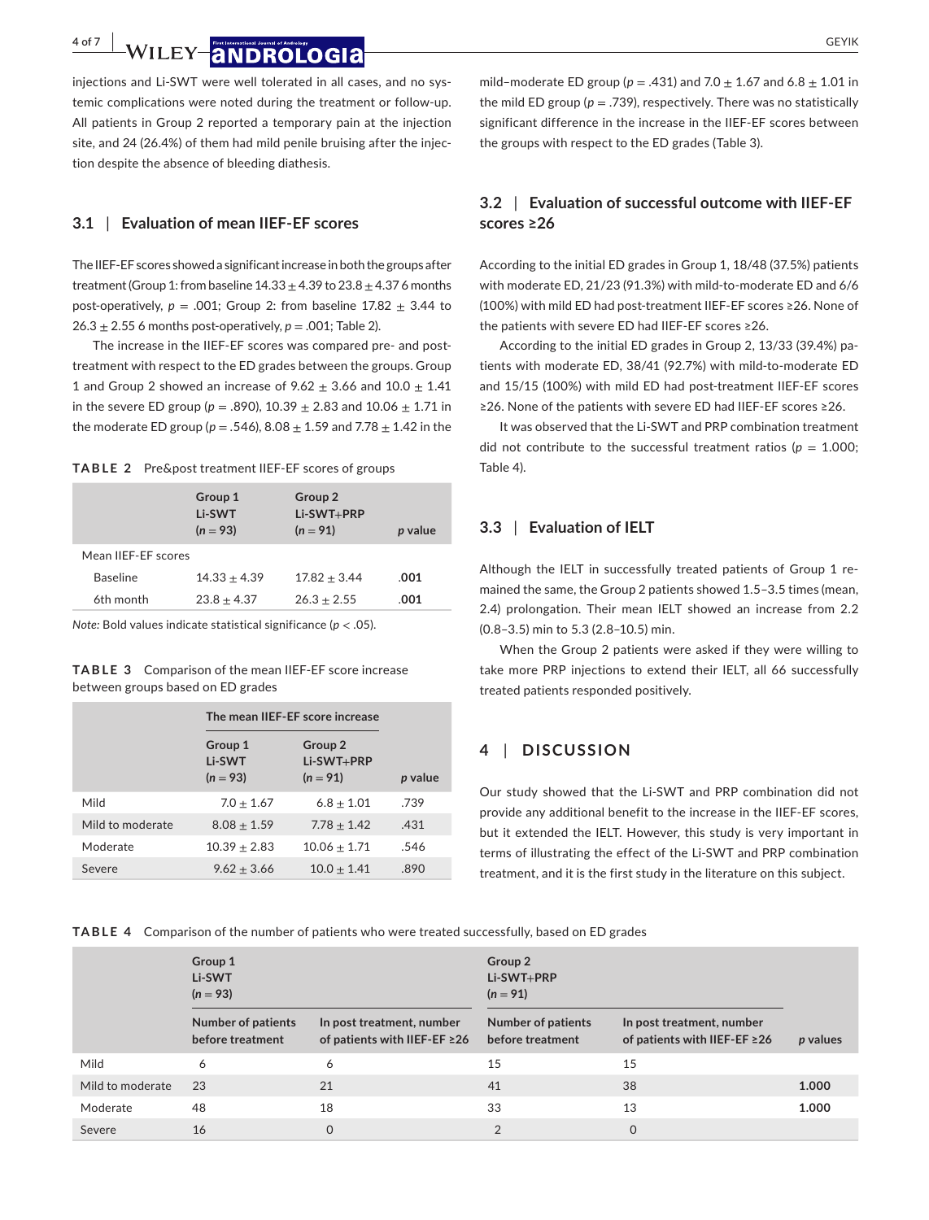injections and Li-SWT were well tolerated in all cases, and no systemic complications were noted during the treatment or follow-up. All patients in Group 2 reported a temporary pain at the injection site, and 24 (26.4%) of them had mild penile bruising after the injection despite the absence of bleeding diathesis.

### 3.1 | Evaluation of mean IIEF-EF scores

The IIEF-EF scores showed a significant increase in both the groups after treatment (Group 1: from baseline 14.33 ± 4.39 to 23.8 ± 4.37 6 months post-operatively, $p = .001$; Group 2: from baseline 17.82 ± 3.44 to 26.3 ± 2.55 6 months post-operatively, $p = .001$; Table 2).

The increase in the IIEF-EF scores was compared pre- and post-treatment with respect to the ED grades between the groups. Group 1 and Group 2 showed an increase of 9.62 ± 3.66 and 10.0 ± 1.41 in the severe ED group ($p = .890$), 10.39 ± 2.83 and 10.06 ± 1.71 in the moderate ED group ($p = .546$), 8.08 ± 1.59 and 7.78 ± 1.42 in the mild–moderate ED group ($p = .431$) and 7.0 ± 1.67 and 6.8 ± 1.01 in the mild ED group ($p = .739$), respectively. There was no statistically significant difference in the increase in the IIEF-EF scores between the groups with respect to the ED grades (Table 3).

**TABLE 2** Pre&post treatment IIEF-EF scores of groups

| | Group 1 Li-SWT ($n = 93$) | Group 2 Li-SWT+PRP ($n = 91$) | *p* value |
|---|---|---|---|
| Mean IIEF-EF scores | | | |
| Baseline | 14.33 ± 4.39 | 17.82 ± 3.44 | **.001** |
| 6th month | 23.8 ± 4.37 | 26.3 ± 2.55 | **.001** |

*Note:* Bold values indicate statistical significance ($p < .05$).

**TABLE 3** Comparison of the mean IIEF-EF score increase between groups based on ED grades

| | The mean IIEF-EF score increase | | |
|---|---|---|---|
| | Group 1 Li-SWT ($n = 93$) | Group 2 Li-SWT+PRP ($n = 91$) | *p* value |
| Mild | 7.0 ± 1.67 | 6.8 ± 1.01 | .739 |
| Mild to moderate | 8.08 ± 1.59 | 7.78 ± 1.42 | .431 |
| Moderate | 10.39 ± 2.83 | 10.06 ± 1.71 | .546 |
| Severe | 9.62 ± 3.66 | 10.0 ± 1.41 | .890 |

### 3.2 | Evaluation of successful outcome with IIEF-EF scores ≥26

According to the initial ED grades in Group 1, 18/48 (37.5%) patients with moderate ED, 21/23 (91.3%) with mild-to-moderate ED and 6/6 (100%) with mild ED had post-treatment IIEF-EF scores ≥26. None of the patients with severe ED had IIEF-EF scores ≥26.

According to the initial ED grades in Group 2, 13/33 (39.4%) patients with moderate ED, 38/41 (92.7%) with mild-to-moderate ED and 15/15 (100%) with mild ED had post-treatment IIEF-EF scores ≥26. None of the patients with severe ED had IIEF-EF scores ≥26.

It was observed that the Li-SWT and PRP combination treatment did not contribute to the successful treatment ratios ($p = 1.000$; Table 4).

### 3.3 | Evaluation of IELT

Although the IELT in successfully treated patients of Group 1 remained the same, the Group 2 patients showed 1.5–3.5 times (mean, 2.4) prolongation. Their mean IELT showed an increase from 2.2 (0.8–3.5) min to 5.3 (2.8–10.5) min.

When the Group 2 patients were asked if they were willing to take more PRP injections to extend their IELT, all 66 successfully treated patients responded positively.

## 4 | DISCUSSION

Our study showed that the Li-SWT and PRP combination did not provide any additional benefit to the increase in the IIEF-EF scores, but it extended the IELT. However, this study is very important in terms of illustrating the effect of the Li-SWT and PRP combination treatment, and it is the first study in the literature on this subject.

**TABLE 4** Comparison of the number of patients who were treated successfully, based on ED grades

| | Group 1 Li-SWT ($n = 93$) | | Group 2 Li-SWT+PRP ($n = 91$) | | |
|---|---|---|---|---|---|
| | Number of patients before treatment | In post treatment, number of patients with IIEF-EF ≥26 | Number of patients before treatment | In post treatment, number of patients with IIEF-EF ≥26 | *p* values |
| Mild | 6 | 6 | 15 | 15 | |
| Mild to moderate | 23 | 21 | 41 | 38 | **1.000** |
| Moderate | 48 | 18 | 33 | 13 | **1.000** |
| Severe | 16 | 0 | 2 | 0 | |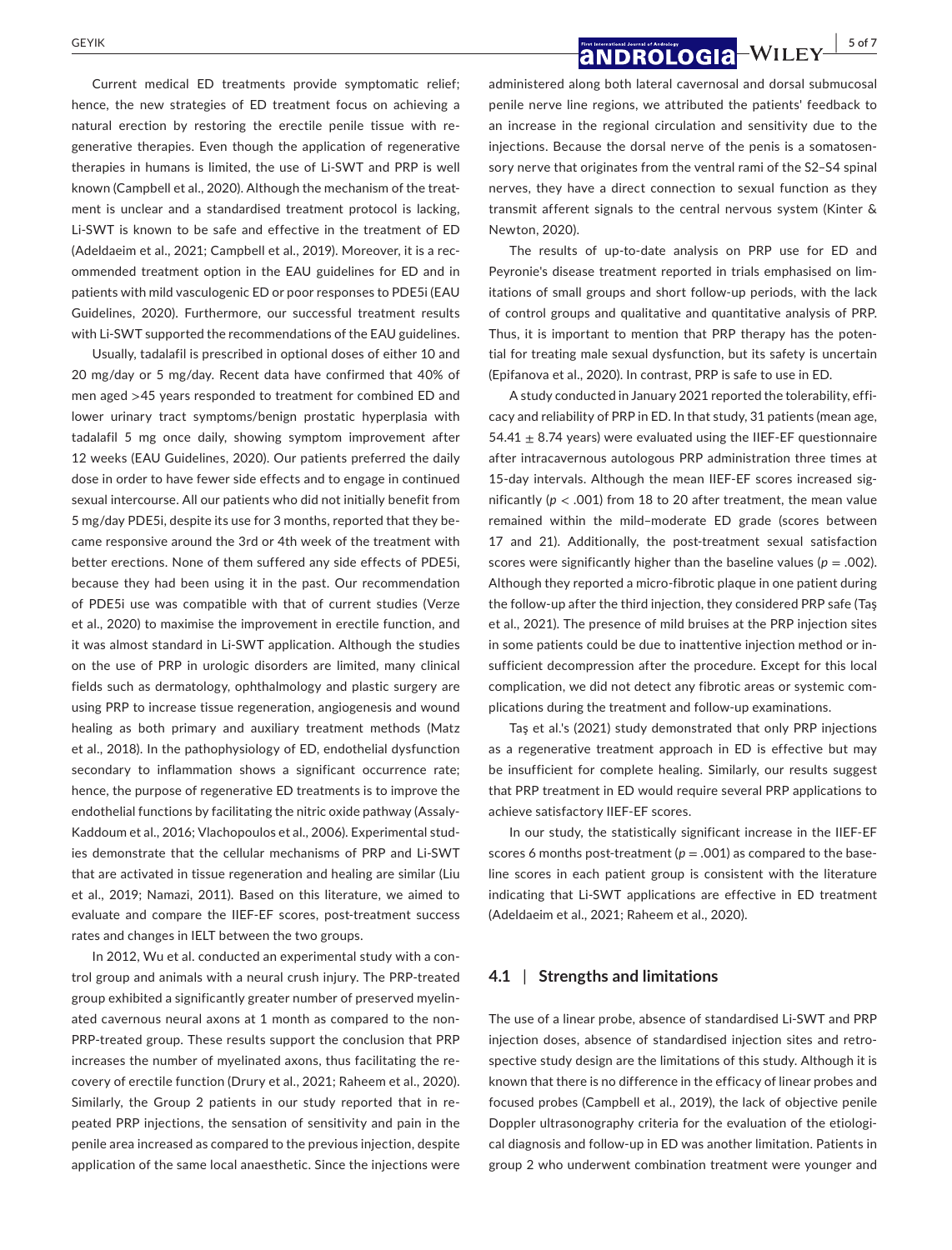Current medical ED treatments provide symptomatic relief; hence, the new strategies of ED treatment focus on achieving a natural erection by restoring the erectile penile tissue with regenerative therapies. Even though the application of regenerative therapies in humans is limited, the use of Li-SWT and PRP is well known (Campbell et al., 2020). Although the mechanism of the treatment is unclear and a standardised treatment protocol is lacking, Li-SWT is known to be safe and effective in the treatment of ED (Adeldaeim et al., 2021; Campbell et al., 2019). Moreover, it is a recommended treatment option in the EAU guidelines for ED and in patients with mild vasculogenic ED or poor responses to PDE5i (EAU Guidelines, 2020). Furthermore, our successful treatment results with Li-SWT supported the recommendations of the EAU guidelines.

Usually, tadalafil is prescribed in optional doses of either 10 and 20 mg/day or 5 mg/day. Recent data have confirmed that 40% of men aged >45 years responded to treatment for combined ED and lower urinary tract symptoms/benign prostatic hyperplasia with tadalafil 5 mg once daily, showing symptom improvement after 12 weeks (EAU Guidelines, 2020). Our patients preferred the daily dose in order to have fewer side effects and to engage in continued sexual intercourse. All our patients who did not initially benefit from 5 mg/day PDE5i, despite its use for 3 months, reported that they became responsive around the 3rd or 4th week of the treatment with better erections. None of them suffered any side effects of PDE5i, because they had been using it in the past. Our recommendation of PDE5i use was compatible with that of current studies (Verze et al., 2020) to maximise the improvement in erectile function, and it was almost standard in Li-SWT application. Although the studies on the use of PRP in urologic disorders are limited, many clinical fields such as dermatology, ophthalmology and plastic surgery are using PRP to increase tissue regeneration, angiogenesis and wound healing as both primary and auxiliary treatment methods (Matz et al., 2018). In the pathophysiology of ED, endothelial dysfunction secondary to inflammation shows a significant occurrence rate; hence, the purpose of regenerative ED treatments is to improve the endothelial functions by facilitating the nitric oxide pathway (Assaly-Kaddoum et al., 2016; Vlachopoulos et al., 2006). Experimental studies demonstrate that the cellular mechanisms of PRP and Li-SWT that are activated in tissue regeneration and healing are similar (Liu et al., 2019; Namazi, 2011). Based on this literature, we aimed to evaluate and compare the IIEF-EF scores, post-treatment success rates and changes in IELT between the two groups.

In 2012, Wu et al. conducted an experimental study with a control group and animals with a neural crush injury. The PRP-treated group exhibited a significantly greater number of preserved myelinated cavernous neural axons at 1 month as compared to the non-PRP-treated group. These results support the conclusion that PRP increases the number of myelinated axons, thus facilitating the recovery of erectile function (Drury et al., 2021; Raheem et al., 2020). Similarly, the Group 2 patients in our study reported that in repeated PRP injections, the sensation of sensitivity and pain in the penile area increased as compared to the previous injection, despite application of the same local anaesthetic. Since the injections were administered along both lateral cavernosal and dorsal submucosal penile nerve line regions, we attributed the patients' feedback to an increase in the regional circulation and sensitivity due to the injections. Because the dorsal nerve of the penis is a somatosensory nerve that originates from the ventral rami of the S2–S4 spinal nerves, they have a direct connection to sexual function as they transmit afferent signals to the central nervous system (Kinter & Newton, 2020).

The results of up-to-date analysis on PRP use for ED and Peyronie's disease treatment reported in trials emphasised on limitations of small groups and short follow-up periods, with the lack of control groups and qualitative and quantitative analysis of PRP. Thus, it is important to mention that PRP therapy has the potential for treating male sexual dysfunction, but its safety is uncertain (Epifanova et al., 2020). In contrast, PRP is safe to use in ED.

A study conducted in January 2021 reported the tolerability, efficacy and reliability of PRP in ED. In that study, 31 patients (mean age, $54.41 \pm 8.74$ years) were evaluated using the IIEF-EF questionnaire after intracavernous autologous PRP administration three times at 15-day intervals. Although the mean IIEF-EF scores increased significantly ($p < .001$) from 18 to 20 after treatment, the mean value remained within the mild–moderate ED grade (scores between 17 and 21). Additionally, the post-treatment sexual satisfaction scores were significantly higher than the baseline values ($p = .002$). Although they reported a micro-fibrotic plaque in one patient during the follow-up after the third injection, they considered PRP safe (Taş et al., 2021). The presence of mild bruises at the PRP injection sites in some patients could be due to inattentive injection method or insufficient decompression after the procedure. Except for this local complication, we did not detect any fibrotic areas or systemic complications during the treatment and follow-up examinations.

Taş et al.'s (2021) study demonstrated that only PRP injections as a regenerative treatment approach in ED is effective but may be insufficient for complete healing. Similarly, our results suggest that PRP treatment in ED would require several PRP applications to achieve satisfactory IIEF-EF scores.

In our study, the statistically significant increase in the IIEF-EF scores 6 months post-treatment ($p = .001$) as compared to the baseline scores in each patient group is consistent with the literature indicating that Li-SWT applications are effective in ED treatment (Adeldaeim et al., 2021; Raheem et al., 2020).

### 4.1 | Strengths and limitations

The use of a linear probe, absence of standardised Li-SWT and PRP injection doses, absence of standardised injection sites and retrospective study design are the limitations of this study. Although it is known that there is no difference in the efficacy of linear probes and focused probes (Campbell et al., 2019), the lack of objective penile Doppler ultrasonography criteria for the evaluation of the etiological diagnosis and follow-up in ED was another limitation. Patients in group 2 who underwent combination treatment were younger and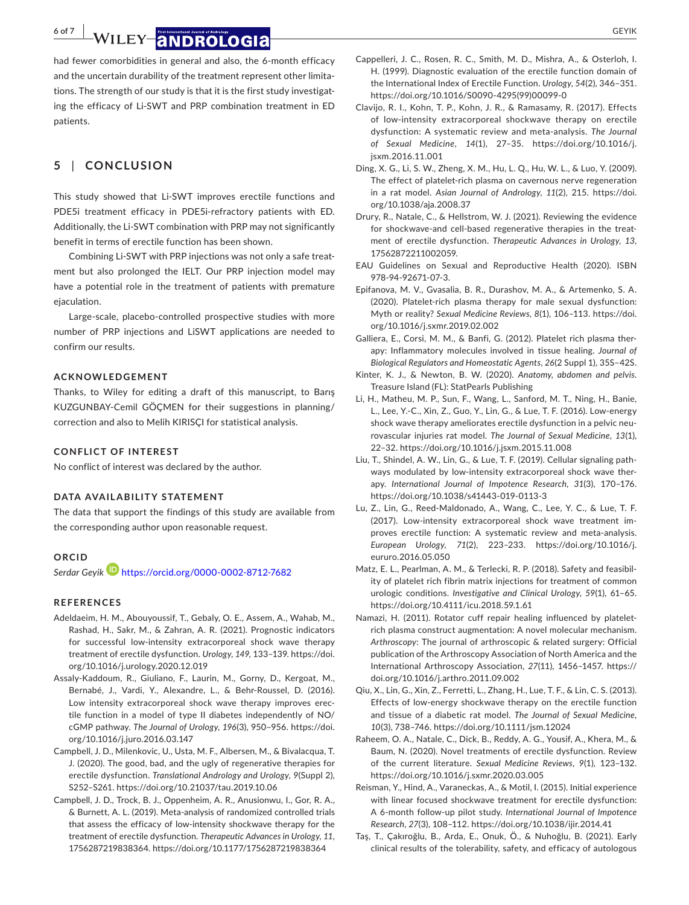had fewer comorbidities in general and also, the 6-month efficacy and the uncertain durability of the treatment represent other limitations. The strength of our study is that it is the first study investigating the efficacy of Li-SWT and PRP combination treatment in ED patients.

## 5 | CONCLUSION

This study showed that Li-SWT improves erectile functions and PDE5i treatment efficacy in PDE5i-refractory patients with ED. Additionally, the Li-SWT combination with PRP may not significantly benefit in terms of erectile function has been shown.

Combining Li-SWT with PRP injections was not only a safe treatment but also prolonged the IELT. Our PRP injection model may have a potential role in the treatment of patients with premature ejaculation.

Large-scale, placebo-controlled prospective studies with more number of PRP injections and LiSWT applications are needed to confirm our results.

### ACKNOWLEDGEMENT

Thanks, to Wiley for editing a draft of this manuscript, to Barış KUZGUNBAY-Cemil GÖÇMEN for their suggestions in planning/correction and also to Melih KIRISÇI for statistical analysis.

### CONFLICT OF INTEREST

No conflict of interest was declared by the author.

### DATA AVAILABILITY STATEMENT

The data that support the findings of this study are available from the corresponding author upon reasonable request.

### ORCID

*Serdar Geyik* https://orcid.org/0000-0002-8712-7682

### REFERENCES

Adeldaeim, H. M., Abouyoussif, T., Gebaly, O. E., Assem, A., Wahab, M., Rashad, H., Sakr, M., & Zahran, A. R. (2021). Prognostic indicators for successful low-intensity extracorporeal shock wave therapy treatment of erectile dysfunction. *Urology*, *149*, 133–139. https://doi.org/10.1016/j.urology.2020.12.019

Assaly-Kaddoum, R., Giuliano, F., Laurin, M., Gorny, D., Kergoat, M., Bernabé, J., Vardi, Y., Alexandre, L., & Behr-Roussel, D. (2016). Low intensity extracorporeal shock wave therapy improves erectile function in a model of type II diabetes independently of NO/cGMP pathway. *The Journal of Urology*, *196*(3), 950–956. https://doi.org/10.1016/j.juro.2016.03.147

Campbell, J. D., Milenkovic, U., Usta, M. F., Albersen, M., & Bivalacqua, T. J. (2020). The good, bad, and the ugly of regenerative therapies for erectile dysfunction. *Translational Andrology and Urology*, *9*(Suppl 2), S252–S261. https://doi.org/10.21037/tau.2019.10.06

Campbell, J. D., Trock, B. J., Oppenheim, A. R., Anusionwu, I., Gor, R. A., & Burnett, A. L. (2019). Meta-analysis of randomized controlled trials that assess the efficacy of low-intensity shockwave therapy for the treatment of erectile dysfunction. *Therapeutic Advances in Urology*, *11*, 1756287219838364. https://doi.org/10.1177/1756287219838364

Cappelleri, J. C., Rosen, R. C., Smith, M. D., Mishra, A., & Osterloh, I. H. (1999). Diagnostic evaluation of the erectile function domain of the International Index of Erectile Function. *Urology*, *54*(2), 346–351. https://doi.org/10.1016/S0090-4295(99)00099-0

Clavijo, R. I., Kohn, T. P., Kohn, J. R., & Ramasamy, R. (2017). Effects of low-intensity extracorporeal shockwave therapy on erectile dysfunction: A systematic review and meta-analysis. *The Journal of Sexual Medicine*, *14*(1), 27–35. https://doi.org/10.1016/j.jsxm.2016.11.001

Ding, X. G., Li, S. W., Zheng, X. M., Hu, L. Q., Hu, W. L., & Luo, Y. (2009). The effect of platelet-rich plasma on cavernous nerve regeneration in a rat model. *Asian Journal of Andrology*, *11*(2), 215. https://doi.org/10.1038/aja.2008.37

Drury, R., Natale, C., & Hellstrom, W. J. (2021). Reviewing the evidence for shockwave-and cell-based regenerative therapies in the treatment of erectile dysfunction. *Therapeutic Advances in Urology*, *13*, 17562872211002059.

EAU Guidelines on Sexual and Reproductive Health (2020). ISBN 978-94-92671-07-3.

Epifanova, M. V., Gvasalia, B. R., Durashov, M. A., & Artemenko, S. A. (2020). Platelet-rich plasma therapy for male sexual dysfunction: Myth or reality? *Sexual Medicine Reviews*, *8*(1), 106–113. https://doi.org/10.1016/j.sxmr.2019.02.002

Galliera, E., Corsi, M. M., & Banfi, G. (2012). Platelet rich plasma therapy: Inflammatory molecules involved in tissue healing. *Journal of Biological Regulators and Homeostatic Agents*, *26*(2 Suppl 1), 35S–42S.

Kinter, K. J., & Newton, B. W. (2020). *Anatomy, abdomen and pelvis*. Treasure Island (FL): StatPearls Publishing

Li, H., Matheu, M. P., Sun, F., Wang, L., Sanford, M. T., Ning, H., Banie, L., Lee, Y.-C., Xin, Z., Guo, Y., Lin, G., & Lue, T. F. (2016). Low-energy shock wave therapy ameliorates erectile dysfunction in a pelvic neurovascular injuries rat model. *The Journal of Sexual Medicine*, *13*(1), 22–32. https://doi.org/10.1016/j.jsxm.2015.11.008

Liu, T., Shindel, A. W., Lin, G., & Lue, T. F. (2019). Cellular signaling pathways modulated by low-intensity extracorporeal shock wave therapy. *International Journal of Impotence Research*, *31*(3), 170–176. https://doi.org/10.1038/s41443-019-0113-3

Lu, Z., Lin, G., Reed-Maldonado, A., Wang, C., Lee, Y. C., & Lue, T. F. (2017). Low-intensity extracorporeal shock wave treatment improves erectile function: A systematic review and meta-analysis. *European Urology*, *71*(2), 223–233. https://doi.org/10.1016/j.eururo.2016.05.050

Matz, E. L., Pearlman, A. M., & Terlecki, R. P. (2018). Safety and feasibility of platelet rich fibrin matrix injections for treatment of common urologic conditions. *Investigative and Clinical Urology*, *59*(1), 61–65. https://doi.org/10.4111/icu.2018.59.1.61

Namazi, H. (2011). Rotator cuff repair healing influenced by platelet-rich plasma construct augmentation: A novel molecular mechanism. *Arthroscopy*: The journal of arthroscopic & related surgery: Official publication of the Arthroscopy Association of North America and the International Arthroscopy Association, *27*(11), 1456–1457. https://doi.org/10.1016/j.arthro.2011.09.002

Qiu, X., Lin, G., Xin, Z., Ferretti, L., Zhang, H., Lue, T. F., & Lin, C. S. (2013). Effects of low-energy shockwave therapy on the erectile function and tissue of a diabetic rat model. *The Journal of Sexual Medicine*, *10*(3), 738–746. https://doi.org/10.1111/jsm.12024

Raheem, O. A., Natale, C., Dick, B., Reddy, A. G., Yousif, A., Khera, M., & Baum, N. (2020). Novel treatments of erectile dysfunction. Review of the current literature. *Sexual Medicine Reviews*, *9*(1), 123–132. https://doi.org/10.1016/j.sxmr.2020.03.005

Reisman, Y., Hind, A., Varaneckas, A., & Motil, I. (2015). Initial experience with linear focused shockwave treatment for erectile dysfunction: A 6-month follow-up pilot study. *International Journal of Impotence Research*, *27*(3), 108–112. https://doi.org/10.1038/ijir.2014.41

Taş, T., Çakıroğlu, B., Arda, E., Onuk, Ö., & Nuhoğlu, B. (2021). Early clinical results of the tolerability, safety, and efficacy of autologous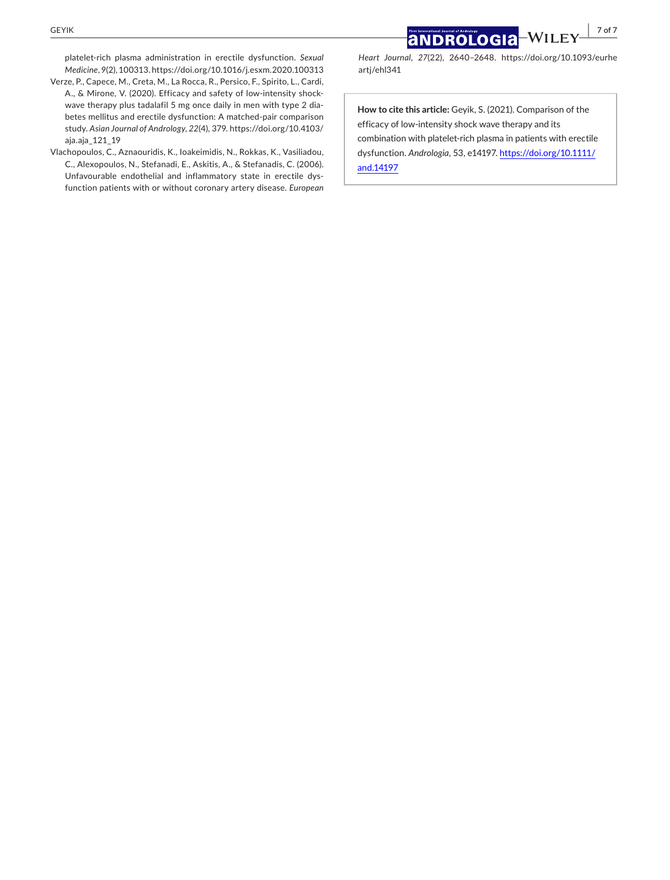platelet-rich plasma administration in erectile dysfunction. *Sexual Medicine*, *9*(2), 100313. https://doi.org/10.1016/j.esxm.2020.100313

Verze, P., Capece, M., Creta, M., La Rocca, R., Persico, F., Spirito, L., Cardi, A., & Mirone, V. (2020). Efficacy and safety of low-intensity shockwave therapy plus tadalafil 5 mg once daily in men with type 2 diabetes mellitus and erectile dysfunction: A matched-pair comparison study. *Asian Journal of Andrology*, *22*(4), 379. https://doi.org/10.4103/aja.aja_121_19

Vlachopoulos, C., Aznaouridis, K., Ioakeimidis, N., Rokkas, K., Vasiliadou, C., Alexopoulos, N., Stefanadi, E., Askitis, A., & Stefanadis, C. (2006). Unfavourable endothelial and inflammatory state in erectile dysfunction patients with or without coronary artery disease. *European Heart Journal*, *27*(22), 2640–2648. https://doi.org/10.1093/eurheartj/ehl341

**How to cite this article:** Geyik, S. (2021). Comparison of the efficacy of low-intensity shock wave therapy and its combination with platelet-rich plasma in patients with erectile dysfunction. *Andrologia*, 53, e14197. https://doi.org/10.1111/and.14197